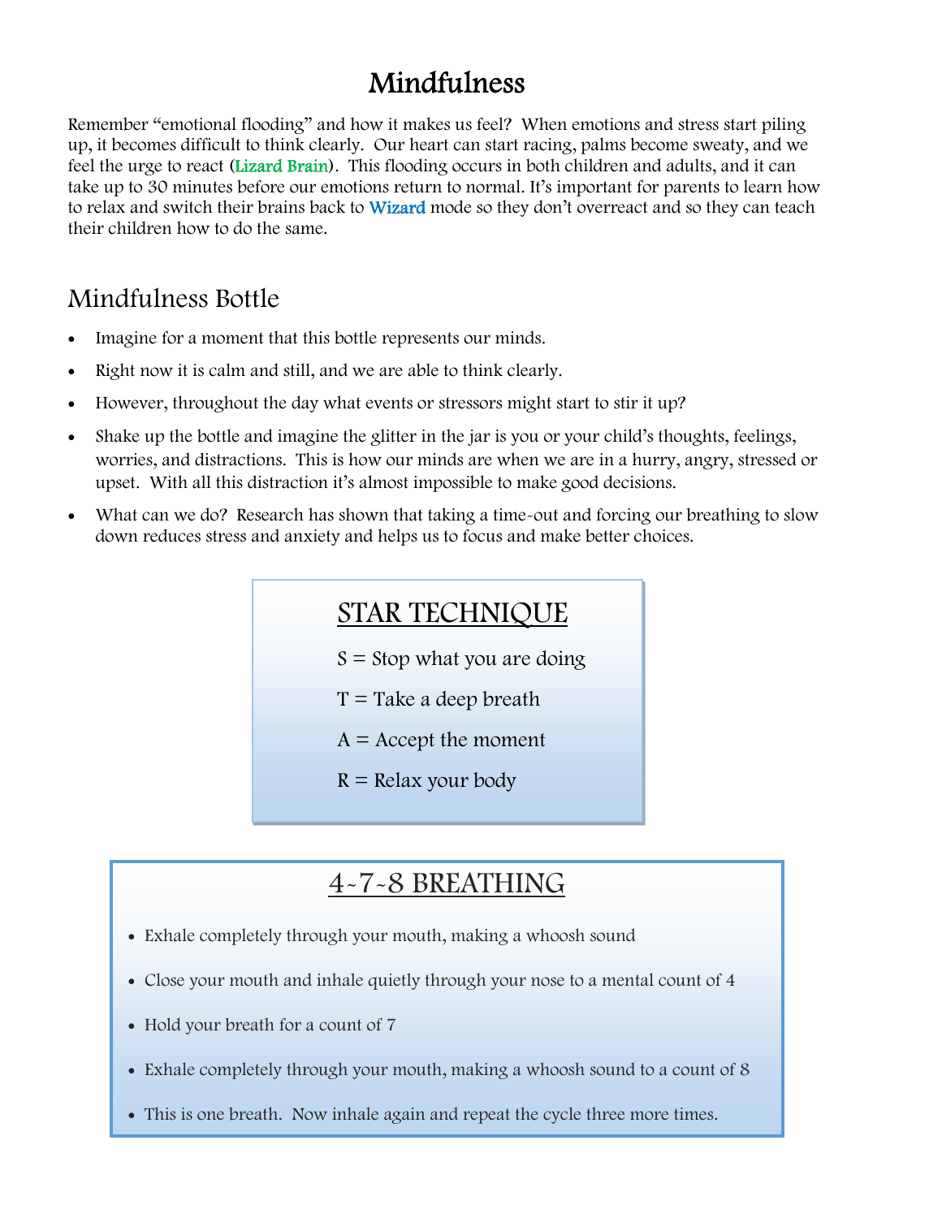# Mindfulness

Remember "emotional flooding" and how it makes us feel? When emotions and stress start piling up, it becomes difficult to think clearly. Our heart can start racing, palms become sweaty, and we feel the urge to react (Lizard Brain). This flooding occurs in both children and adults, and it can take up to 30 minutes before our emotions return to normal. It's important for parents to learn how to relax and switch their brains back to Wizard mode so they don't overreact and so they can teach their children how to do the same.

## Mindfulness Bottle

- Imagine for a moment that this bottle represents our minds.
- Right now it is calm and still, and we are able to think clearly.
- However, throughout the day what events or stressors might start to stir it up?
- Shake up the bottle and imagine the glitter in the jar is you or your child's thoughts, feelings, worries, and distractions. This is how our minds are when we are in a hurry, angry, stressed or upset. With all this distraction it's almost impossible to make good decisions.
- What can we do? Research has shown that taking a time-out and forcing our breathing to slow down reduces stress and anxiety and helps us to focus and make better choices.

## STAR TECHNIQUE

S = Stop what you are doing

T = Take a deep breath

A = Accept the moment

R = Relax your body

## 4-7-8 BREATHING

- Exhale completely through your mouth, making a whoosh sound
- Close your mouth and inhale quietly through your nose to a mental count of 4
- Hold your breath for a count of 7
- Exhale completely through your mouth, making a whoosh sound to a count of 8
- This is one breath. Now inhale again and repeat the cycle three more times.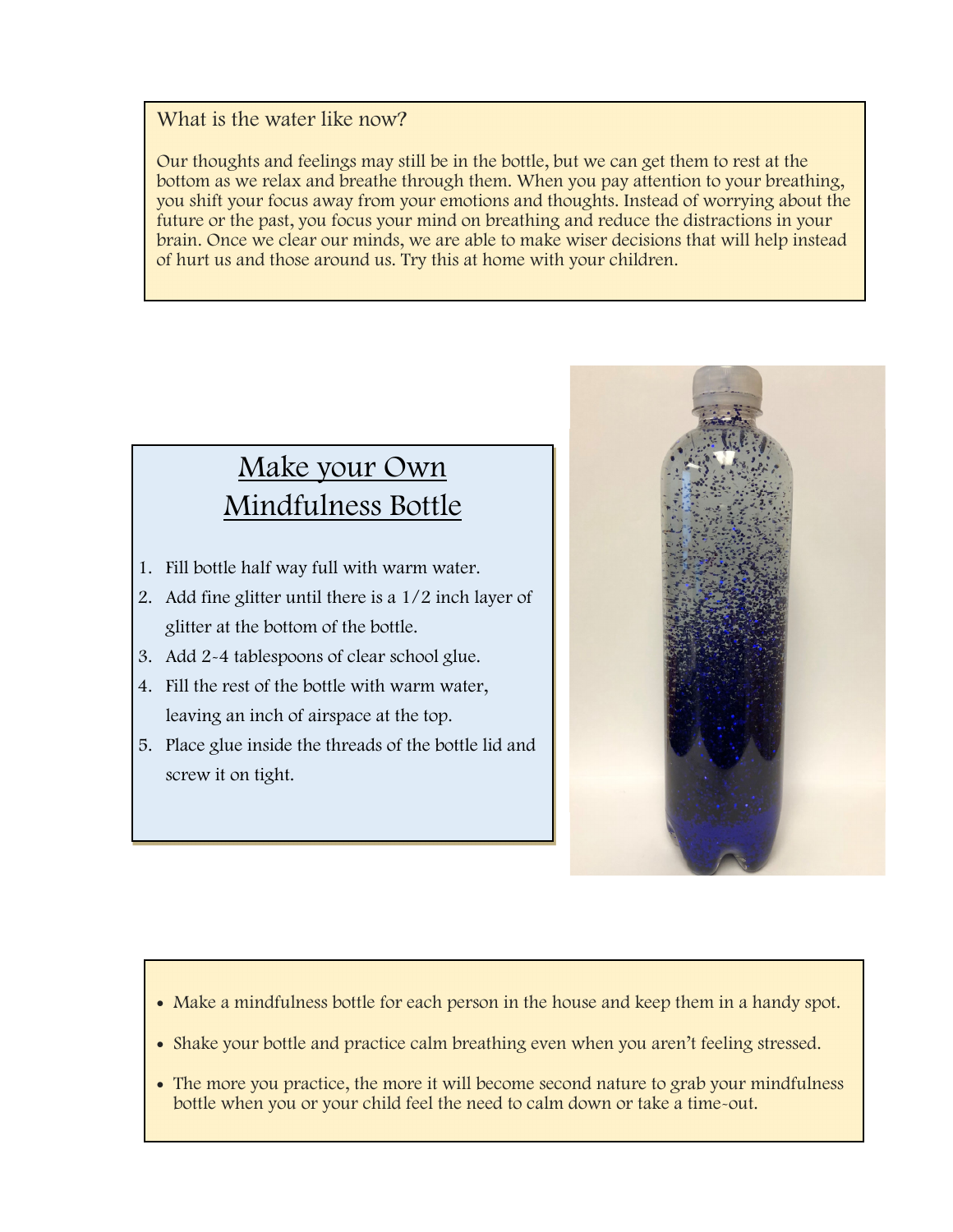What is the water like now?

Our thoughts and feelings may still be in the bottle, but we can get them to rest at the bottom as we relax and breathe through them. When you pay attention to your breathing, you shift your focus away from your emotions and thoughts. Instead of worrying about the future or the past, you focus your mind on breathing and reduce the distractions in your brain. Once we clear our minds, we are able to make wiser decisions that will help instead of hurt us and those around us. Try this at home with your children.

## Make your Own Mindfulness Bottle

1. Fill bottle half way full with warm water.
2. Add fine glitter until there is a 1/2 inch layer of glitter at the bottom of the bottle.
3. Add 2-4 tablespoons of clear school glue.
4. Fill the rest of the bottle with warm water, leaving an inch of airspace at the top.
5. Place glue inside the threads of the bottle lid and screw it on tight.

- Make a mindfulness bottle for each person in the house and keep them in a handy spot.
- Shake your bottle and practice calm breathing even when you aren't feeling stressed.
- The more you practice, the more it will become second nature to grab your mindfulness bottle when you or your child feel the need to calm down or take a time-out.